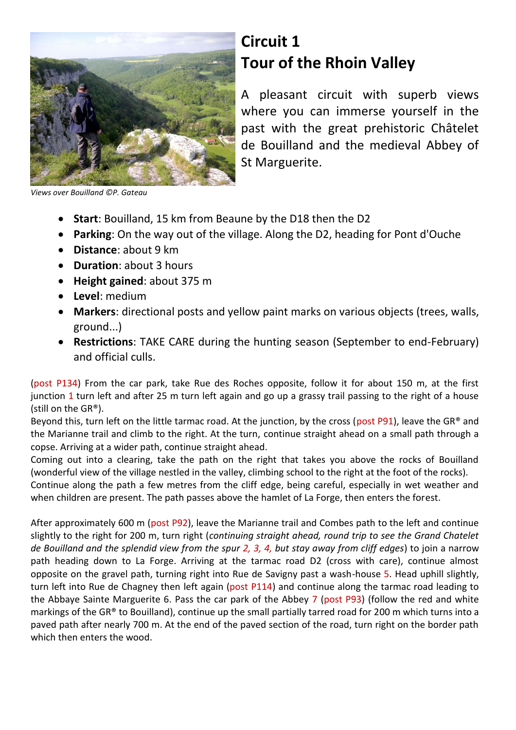# Circuit 1
# Tour of the Rhoin Valley

A pleasant circuit with superb views where you can immerse yourself in the past with the great prehistoric Châtelet de Bouilland and the medieval Abbey of St Marguerite.

*Views over Bouilland ©P. Gateau*

- **Start**: Bouilland, 15 km from Beaune by the D18 then the D2
- **Parking**: On the way out of the village. Along the D2, heading for Pont d'Ouche
- **Distance**: about 9 km
- **Duration**: about 3 hours
- **Height gained**: about 375 m
- **Level**: medium
- **Markers**: directional posts and yellow paint marks on various objects (trees, walls, ground...)
- **Restrictions**: TAKE CARE during the hunting season (September to end-February) and official culls.

(post P134) From the car park, take Rue des Roches opposite, follow it for about 150 m, at the first junction 1 turn left and after 25 m turn left again and go up a grassy trail passing to the right of a house (still on the GR®).
Beyond this, turn left on the little tarmac road. At the junction, by the cross (post P91), leave the GR® and the Marianne trail and climb to the right. At the turn, continue straight ahead on a small path through a copse. Arriving at a wider path, continue straight ahead.
Coming out into a clearing, take the path on the right that takes you above the rocks of Bouilland (wonderful view of the village nestled in the valley, climbing school to the right at the foot of the rocks).
Continue along the path a few metres from the cliff edge, being careful, especially in wet weather and when children are present. The path passes above the hamlet of La Forge, then enters the forest.

After approximately 600 m (post P92), leave the Marianne trail and Combes path to the left and continue slightly to the right for 200 m, turn right (*continuing straight ahead, round trip to see the Grand Chatelet de Bouilland and the splendid view from the spur 2, 3, 4, but stay away from cliff edges*) to join a narrow path heading down to La Forge. Arriving at the tarmac road D2 (cross with care), continue almost opposite on the gravel path, turning right into Rue de Savigny past a wash-house 5. Head uphill slightly, turn left into Rue de Chagney then left again (post P114) and continue along the tarmac road leading to the Abbaye Sainte Marguerite 6. Pass the car park of the Abbey 7 (post P93) (follow the red and white markings of the GR® to Bouilland), continue up the small partially tarred road for 200 m which turns into a paved path after nearly 700 m. At the end of the paved section of the road, turn right on the border path which then enters the wood.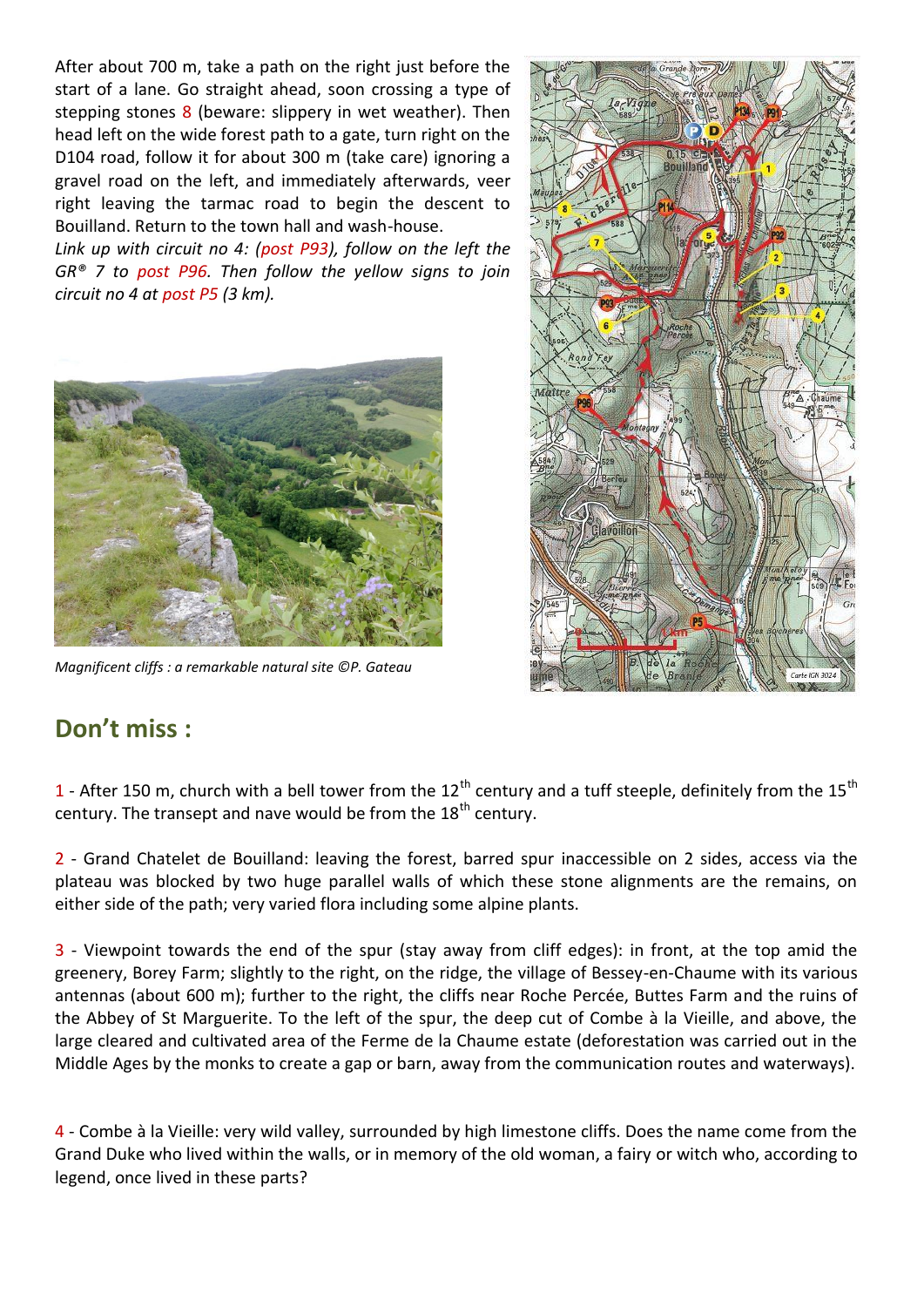After about 700 m, take a path on the right just before the start of a lane. Go straight ahead, soon crossing a type of stepping stones 8 (beware: slippery in wet weather). Then head left on the wide forest path to a gate, turn right on the D104 road, follow it for about 300 m (take care) ignoring a gravel road on the left, and immediately afterwards, veer right leaving the tarmac road to begin the descent to Bouilland. Return to the town hall and wash-house.

*Link up with circuit no 4: (post P93), follow on the left the GR® 7 to post P96. Then follow the yellow signs to join circuit no 4 at post P5 (3 km).*

*Magnificent cliffs : a remarkable natural site ©P. Gateau*

## Don't miss :

1 - After 150 m, church with a bell tower from the 12th century and a tuff steeple, definitely from the 15th century. The transept and nave would be from the 18th century.

2 - Grand Chatelet de Bouilland: leaving the forest, barred spur inaccessible on 2 sides, access via the plateau was blocked by two huge parallel walls of which these stone alignments are the remains, on either side of the path; very varied flora including some alpine plants.

3 - Viewpoint towards the end of the spur (stay away from cliff edges): in front, at the top amid the greenery, Borey Farm; slightly to the right, on the ridge, the village of Bessey-en-Chaume with its various antennas (about 600 m); further to the right, the cliffs near Roche Percée, Buttes Farm and the ruins of the Abbey of St Marguerite. To the left of the spur, the deep cut of Combe à la Vieille, and above, the large cleared and cultivated area of the Ferme de la Chaume estate (deforestation was carried out in the Middle Ages by the monks to create a gap or barn, away from the communication routes and waterways).

4 - Combe à la Vieille: very wild valley, surrounded by high limestone cliffs. Does the name come from the Grand Duke who lived within the walls, or in memory of the old woman, a fairy or witch who, according to legend, once lived in these parts?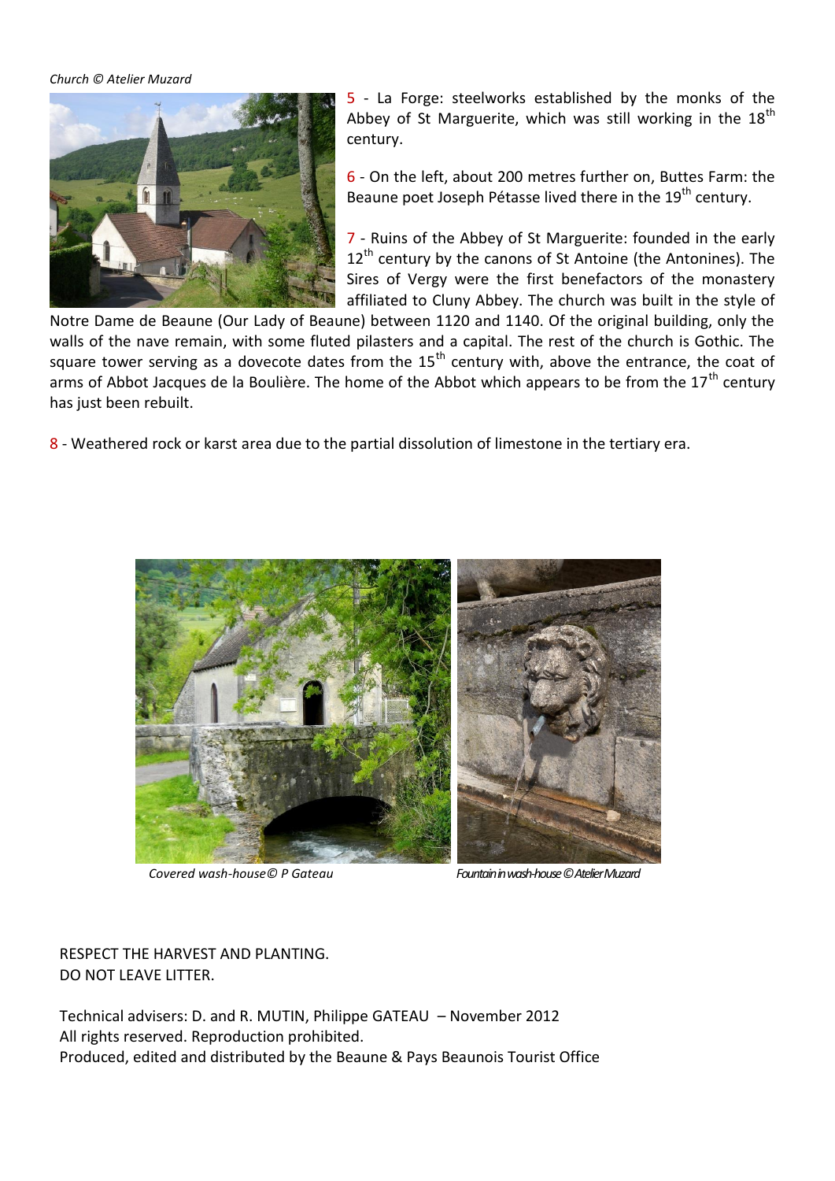*Church © Atelier Muzard*

5 - La Forge: steelworks established by the monks of the Abbey of St Marguerite, which was still working in the 18th century.

6 - On the left, about 200 metres further on, Buttes Farm: the Beaune poet Joseph Pétasse lived there in the 19th century.

7 - Ruins of the Abbey of St Marguerite: founded in the early 12th century by the canons of St Antoine (the Antonines). The Sires of Vergy were the first benefactors of the monastery affiliated to Cluny Abbey. The church was built in the style of Notre Dame de Beaune (Our Lady of Beaune) between 1120 and 1140. Of the original building, only the walls of the nave remain, with some fluted pilasters and a capital. The rest of the church is Gothic. The square tower serving as a dovecote dates from the 15th century with, above the entrance, the coat of arms of Abbot Jacques de la Boulière. The home of the Abbot which appears to be from the 17th century has just been rebuilt.

8 - Weathered rock or karst area due to the partial dissolution of limestone in the tertiary era.

*Covered wash-house© P Gateau*

*Fountain in wash-house © Atelier Muzard*

RESPECT THE HARVEST AND PLANTING.
DO NOT LEAVE LITTER.

Technical advisers: D. and R. MUTIN, Philippe GATEAU – November 2012
All rights reserved. Reproduction prohibited.
Produced, edited and distributed by the Beaune & Pays Beaunois Tourist Office